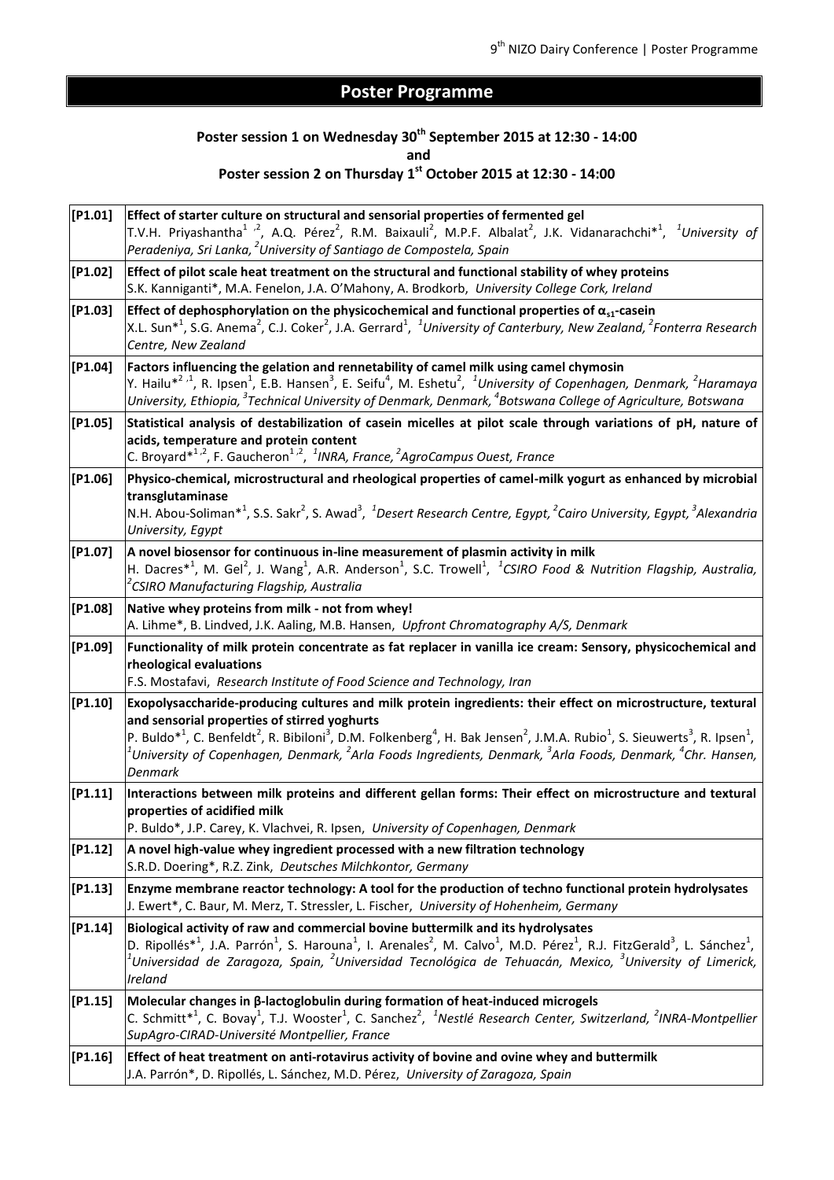# Poster Programme

### Poster session 1 on Wednesday 30th September 2015 at 12:30 - 14:00
### and
### Poster session 2 on Thursday 1st October 2015 at 12:30 - 14:00

| | |
|---|---|
| **[P1.01]** | **Effect of starter culture on structural and sensorial properties of fermented gel**<br>T.V.H. Priyashantha[1,2], A.Q. Pérez[2], R.M. Baixauli[2], M.P.F. Albalat[2], J.K. Vidanarachchi*[1], *[1]University of Peradeniya, Sri Lanka, [2]University of Santiago de Compostela, Spain* |
| **[P1.02]** | **Effect of pilot scale heat treatment on the structural and functional stability of whey proteins**<br>S.K. Kanniganti*, M.A. Fenelon, J.A. O'Mahony, A. Brodkorb, *University College Cork, Ireland* |
| **[P1.03]** | **Effect of dephosphorylation on the physicochemical and functional properties of $\alpha_{s1}$-casein**<br>X.L. Sun*[1], S.G. Anema[2], C.J. Coker[2], J.A. Gerrard[1], *[1]University of Canterbury, New Zealand, [2]Fonterra Research Centre, New Zealand* |
| **[P1.04]** | **Factors influencing the gelation and rennetability of camel milk using camel chymosin**<br>Y. Hailu*[2,1], R. Ipsen[1], E.B. Hansen[3], E. Seifu[4], M. Eshetu[2], *[1]University of Copenhagen, Denmark, [2]Haramaya University, Ethiopia, [3]Technical University of Denmark, Denmark, [4]Botswana College of Agriculture, Botswana* |
| **[P1.05]** | **Statistical analysis of destabilization of casein micelles at pilot scale through variations of pH, nature of acids, temperature and protein content**<br>C. Broyard*[1,2], F. Gaucheron[1,2], *[1]INRA, France, [2]AgroCampus Ouest, France* |
| **[P1.06]** | **Physico-chemical, microstructural and rheological properties of camel-milk yogurt as enhanced by microbial transglutaminase**<br>N.H. Abou-Soliman*[1], S.S. Sakr[2], S. Awad[3], *[1]Desert Research Centre, Egypt, [2]Cairo University, Egypt, [3]Alexandria University, Egypt* |
| **[P1.07]** | **A novel biosensor for continuous in-line measurement of plasmin activity in milk**<br>H. Dacres*[1], M. Gel[2], J. Wang[1], A.R. Anderson[1], S.C. Trowell[1], *[1]CSIRO Food & Nutrition Flagship, Australia, [2]CSIRO Manufacturing Flagship, Australia* |
| **[P1.08]** | **Native whey proteins from milk - not from whey!**<br>A. Lihme*, B. Lindved, J.K. Aaling, M.B. Hansen, *Upfront Chromatography A/S, Denmark* |
| **[P1.09]** | **Functionality of milk protein concentrate as fat replacer in vanilla ice cream: Sensory, physicochemical and rheological evaluations**<br>F.S. Mostafavi, *Research Institute of Food Science and Technology, Iran* |
| **[P1.10]** | **Exopolysaccharide-producing cultures and milk protein ingredients: their effect on microstructure, textural and sensorial properties of stirred yoghurts**<br>P. Buldo*[1], C. Benfeldt[2], R. Bibiloni[3], D.M. Folkenberg[4], H. Bak Jensen[2], J.M.A. Rubio[1], S. Sieuwerts[3], R. Ipsen[1], *[1]University of Copenhagen, Denmark, [2]Arla Foods Ingredients, Denmark, [3]Arla Foods, Denmark, [4]Chr. Hansen, Denmark* |
| **[P1.11]** | **Interactions between milk proteins and different gellan forms: Their effect on microstructure and textural properties of acidified milk**<br>P. Buldo*, J.P. Carey, K. Vlachvei, R. Ipsen, *University of Copenhagen, Denmark* |
| **[P1.12]** | **A novel high-value whey ingredient processed with a new filtration technology**<br>S.R.D. Doering*, R.Z. Zink, *Deutsches Milchkontor, Germany* |
| **[P1.13]** | **Enzyme membrane reactor technology: A tool for the production of techno functional protein hydrolysates**<br>J. Ewert*, C. Baur, M. Merz, T. Stressler, L. Fischer, *University of Hohenheim, Germany* |
| **[P1.14]** | **Biological activity of raw and commercial bovine buttermilk and its hydrolysates**<br>D. Ripollés*[1], J.A. Parrón[1], S. Harouna[1], I. Arenales[2], M. Calvo[1], M.D. Pérez[1], R.J. FitzGerald[3], L. Sánchez[1], *[1]Universidad de Zaragoza, Spain, [2]Universidad Tecnológica de Tehuacán, Mexico, [3]University of Limerick, Ireland* |
| **[P1.15]** | **Molecular changes in β-lactoglobulin during formation of heat-induced microgels**<br>C. Schmitt*[1], C. Bovay[1], T.J. Wooster[1], C. Sanchez[2], *[1]Nestlé Research Center, Switzerland, [2]INRA-Montpellier SupAgro-CIRAD-Université Montpellier, France* |
| **[P1.16]** | **Effect of heat treatment on anti-rotavirus activity of bovine and ovine whey and buttermilk**<br>J.A. Parrón*, D. Ripollés, L. Sánchez, M.D. Pérez, *University of Zaragoza, Spain* |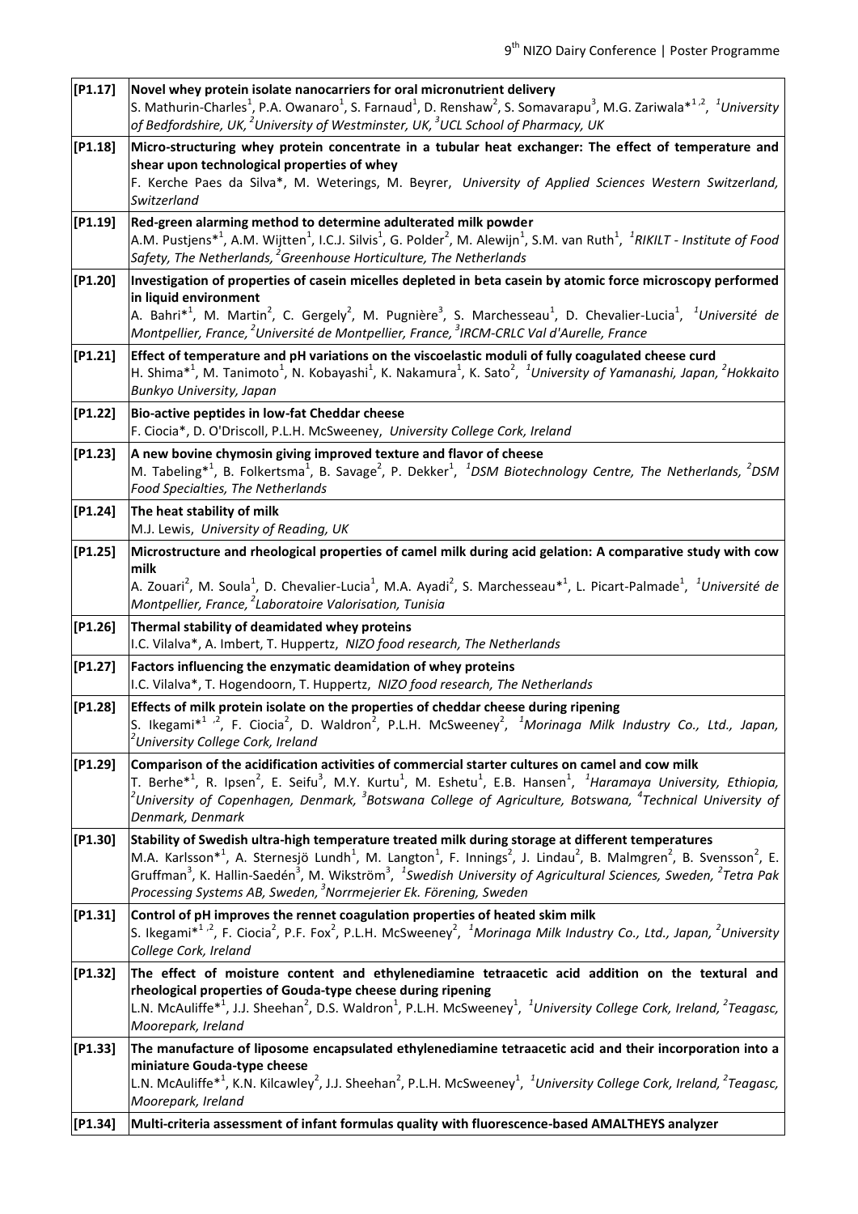| | |
|---|---|
| [P1.17] | **Novel whey protein isolate nanocarriers for oral micronutrient delivery**<br>S. Mathurin-Charles[1], P.A. Owanaro[1], S. Farnaud[1], D. Renshaw[2], S. Somavarapu[3], M.G. Zariwala*[1,2], *[1]University of Bedfordshire, UK, [2]University of Westminster, UK, [3]UCL School of Pharmacy, UK* |
| [P1.18] | **Micro-structuring whey protein concentrate in a tubular heat exchanger: The effect of temperature and shear upon technological properties of whey**<br>F. Kerche Paes da Silva*, M. Weterings, M. Beyrer, *University of Applied Sciences Western Switzerland, Switzerland* |
| [P1.19] | **Red-green alarming method to determine adulterated milk powder**<br>A.M. Pustjens*[1], A.M. Wijtten[1], I.C.J. Silvis[1], G. Polder[2], M. Alewijn[1], S.M. van Ruth[1], *[1]RIKILT - Institute of Food Safety, The Netherlands, [2]Greenhouse Horticulture, The Netherlands* |
| [P1.20] | **Investigation of properties of casein micelles depleted in beta casein by atomic force microscopy performed in liquid environment**<br>A. Bahri*[1], M. Martin[2], C. Gergely[2], M. Pugnière[3], S. Marchesseau[1], D. Chevalier-Lucia[1], *[1]Université de Montpellier, France, [2]Université de Montpellier, France, [3]IRCM-CRLC Val d'Aurelle, France* |
| [P1.21] | **Effect of temperature and pH variations on the viscoelastic moduli of fully coagulated cheese curd**<br>H. Shima*[1], M. Tanimoto[1], N. Kobayashi[1], K. Nakamura[1], K. Sato[2], *[1]University of Yamanashi, Japan, [2]Hokkaito Bunkyo University, Japan* |
| [P1.22] | **Bio-active peptides in low-fat Cheddar cheese**<br>F. Ciocia*, D. O'Driscoll, P.L.H. McSweeney, *University College Cork, Ireland* |
| [P1.23] | **A new bovine chymosin giving improved texture and flavor of cheese**<br>M. Tabeling*[1], B. Folkertsma[1], B. Savage[2], P. Dekker[1], *[1]DSM Biotechnology Centre, The Netherlands, [2]DSM Food Specialties, The Netherlands* |
| [P1.24] | **The heat stability of milk**<br>M.J. Lewis, *University of Reading, UK* |
| [P1.25] | **Microstructure and rheological properties of camel milk during acid gelation: A comparative study with cow milk**<br>A. Zouari[2], M. Soula[1], D. Chevalier-Lucia[1], M.A. Ayadi[2], S. Marchesseau*[1], L. Picart-Palmade[1], *[1]Université de Montpellier, France, [2]Laboratoire Valorisation, Tunisia* |
| [P1.26] | **Thermal stability of deamidated whey proteins**<br>I.C. Vilalva*, A. Imbert, T. Huppertz, *NIZO food research, The Netherlands* |
| [P1.27] | **Factors influencing the enzymatic deamidation of whey proteins**<br>I.C. Vilalva*, T. Hogendoorn, T. Huppertz, *NIZO food research, The Netherlands* |
| [P1.28] | **Effects of milk protein isolate on the properties of cheddar cheese during ripening**<br>S. Ikegami*[1,2], F. Ciocia[2], D. Waldron[2], P.L.H. McSweeney[2], *[1]Morinaga Milk Industry Co., Ltd., Japan, [2]University College Cork, Ireland* |
| [P1.29] | **Comparison of the acidification activities of commercial starter cultures on camel and cow milk**<br>T. Berhe*[1], R. Ipsen[2], E. Seifu[3], M.Y. Kurtu[1], M. Eshetu[1], E.B. Hansen[1], *[1]Haramaya University, Ethiopia, [2]University of Copenhagen, Denmark, [3]Botswana College of Agriculture, Botswana, [4]Technical University of Denmark, Denmark* |
| [P1.30] | **Stability of Swedish ultra-high temperature treated milk during storage at different temperatures**<br>M.A. Karlsson*[1], A. Sternesjö Lundh[1], M. Langton[1], F. Innings[2], J. Lindau[2], B. Malmgren[2], B. Svensson[2], E. Gruffman[3], K. Hallin-Saedén[3], M. Wikström[3], *[1]Swedish University of Agricultural Sciences, Sweden, [2]Tetra Pak Processing Systems AB, Sweden, [3]Norrmejerier Ek. Förening, Sweden* |
| [P1.31] | **Control of pH improves the rennet coagulation properties of heated skim milk**<br>S. Ikegami*[1,2], F. Ciocia[2], P.F. Fox[2], P.L.H. McSweeney[2], *[1]Morinaga Milk Industry Co., Ltd., Japan, [2]University College Cork, Ireland* |
| [P1.32] | **The effect of moisture content and ethylenediamine tetraacetic acid addition on the textural and rheological properties of Gouda-type cheese during ripening**<br>L.N. McAuliffe*[1], J.J. Sheehan[2], D.S. Waldron[1], P.L.H. McSweeney[1], *[1]University College Cork, Ireland, [2]Teagasc, Moorepark, Ireland* |
| [P1.33] | **The manufacture of liposome encapsulated ethylenediamine tetraacetic acid and their incorporation into a miniature Gouda-type cheese**<br>L.N. McAuliffe*[1], K.N. Kilcawley[2], J.J. Sheehan[2], P.L.H. McSweeney[1], *[1]University College Cork, Ireland, [2]Teagasc, Moorepark, Ireland* |
| [P1.34] | **Multi-criteria assessment of infant formulas quality with fluorescence-based AMALTHEYS analyzer** |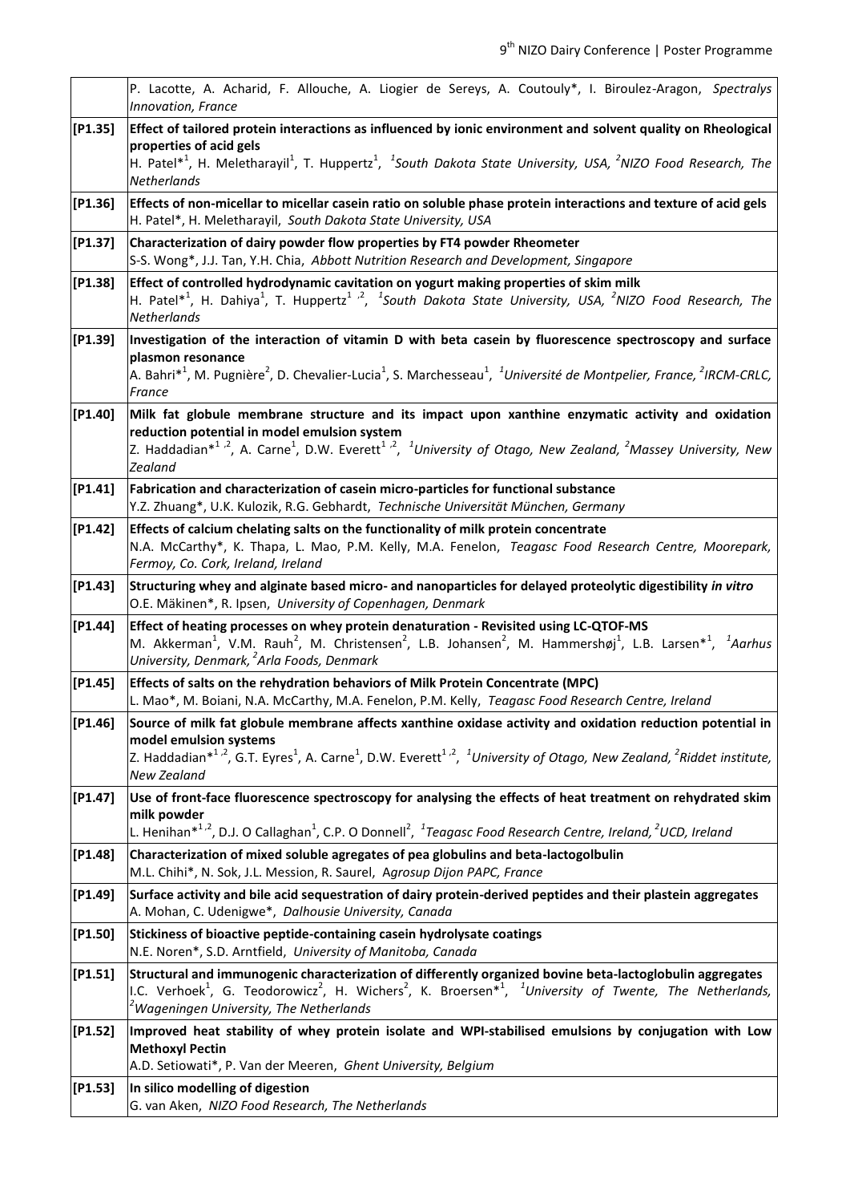| | |
|---|---|
| | P. Lacotte, A. Acharid, F. Allouche, A. Liogier de Sereys, A. Coutouly*, I. Biroulez-Aragon, *Spectralys Innovation, France* |
| [P1.35] | **Effect of tailored protein interactions as influenced by ionic environment and solvent quality on Rheological properties of acid gels**<br>H. Patel*[1], H. Meletharayil[1], T. Huppertz[1], *[1]South Dakota State University, USA, [2]NIZO Food Research, The Netherlands* |
| [P1.36] | **Effects of non-micellar to micellar casein ratio on soluble phase protein interactions and texture of acid gels**<br>H. Patel*, H. Meletharayil, *South Dakota State University, USA* |
| [P1.37] | **Characterization of dairy powder flow properties by FT4 powder Rheometer**<br>S-S. Wong*, J.J. Tan, Y.H. Chia, *Abbott Nutrition Research and Development, Singapore* |
| [P1.38] | **Effect of controlled hydrodynamic cavitation on yogurt making properties of skim milk**<br>H. Patel*[1], H. Dahiya[1], T. Huppertz[1,2], *[1]South Dakota State University, USA, [2]NIZO Food Research, The Netherlands* |
| [P1.39] | **Investigation of the interaction of vitamin D with beta casein by fluorescence spectroscopy and surface plasmon resonance**<br>A. Bahri*[1], M. Pugnière[2], D. Chevalier-Lucia[1], S. Marchesseau[1], *[1]Université de Montpelier, France, [2]IRCM-CRLC, France* |
| [P1.40] | **Milk fat globule membrane structure and its impact upon xanthine enzymatic activity and oxidation reduction potential in model emulsion system**<br>Z. Haddadian*[1,2], A. Carne[1], D.W. Everett[1,2], *[1]University of Otago, New Zealand, [2]Massey University, New Zealand* |
| [P1.41] | **Fabrication and characterization of casein micro-particles for functional substance**<br>Y.Z. Zhuang*, U.K. Kulozik, R.G. Gebhardt, *Technische Universität München, Germany* |
| [P1.42] | **Effects of calcium chelating salts on the functionality of milk protein concentrate**<br>N.A. McCarthy*, K. Thapa, L. Mao, P.M. Kelly, M.A. Fenelon, *Teagasc Food Research Centre, Moorepark, Fermoy, Co. Cork, Ireland, Ireland* |
| [P1.43] | **Structuring whey and alginate based micro- and nanoparticles for delayed proteolytic digestibility *in vitro***<br>O.E. Mäkinen*, R. Ipsen, *University of Copenhagen, Denmark* |
| [P1.44] | **Effect of heating processes on whey protein denaturation - Revisited using LC-QTOF-MS**<br>M. Akkerman[1], V.M. Rauh[2], M. Christensen[2], L.B. Johansen[2], M. Hammershøj[1], L.B. Larsen*[1], *[1]Aarhus University, Denmark, [2]Arla Foods, Denmark* |
| [P1.45] | **Effects of salts on the rehydration behaviors of Milk Protein Concentrate (MPC)**<br>L. Mao*, M. Boiani, N.A. McCarthy, M.A. Fenelon, P.M. Kelly, *Teagasc Food Research Centre, Ireland* |
| [P1.46] | **Source of milk fat globule membrane affects xanthine oxidase activity and oxidation reduction potential in model emulsion systems**<br>Z. Haddadian*[1,2], G.T. Eyres[1], A. Carne[1], D.W. Everett[1,2], *[1]University of Otago, New Zealand, [2]Riddet institute, New Zealand* |
| [P1.47] | **Use of front-face fluorescence spectroscopy for analysing the effects of heat treatment on rehydrated skim milk powder**<br>L. Henihan*[1,2], D.J. O Callaghan[1], C.P. O Donnell[2], *[1]Teagasc Food Research Centre, Ireland, [2]UCD, Ireland* |
| [P1.48] | **Characterization of mixed soluble agregates of pea globulins and beta-lactogolbulin**<br>M.L. Chihi*, N. Sok, J.L. Mession, R. Saurel, *Agrosup Dijon PAPC, France* |
| [P1.49] | **Surface activity and bile acid sequestration of dairy protein-derived peptides and their plastein aggregates**<br>A. Mohan, C. Udenigwe*, *Dalhousie University, Canada* |
| [P1.50] | **Stickiness of bioactive peptide-containing casein hydrolysate coatings**<br>N.E. Noren*, S.D. Arntfield, *University of Manitoba, Canada* |
| [P1.51] | **Structural and immunogenic characterization of differently organized bovine beta-lactoglobulin aggregates**<br>I.C. Verhoek[1], G. Teodorowicz[2], H. Wichers[2], K. Broersen*[1], *[1]University of Twente, The Netherlands, [2]Wageningen University, The Netherlands* |
| [P1.52] | **Improved heat stability of whey protein isolate and WPI-stabilised emulsions by conjugation with Low Methoxyl Pectin**<br>A.D. Setiowati*, P. Van der Meeren, *Ghent University, Belgium* |
| [P1.53] | **In silico modelling of digestion**<br>G. van Aken, *NIZO Food Research, The Netherlands* |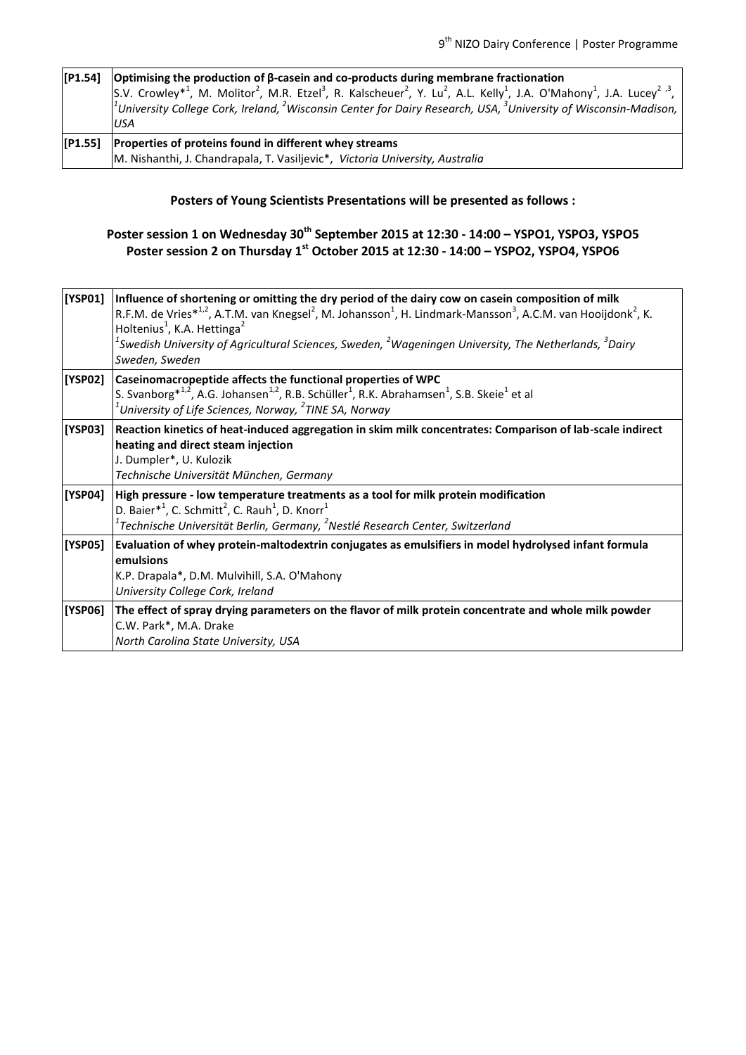| | |
|---|---|
| [P1.54] | **Optimising the production of β-casein and co-products during membrane fractionation**<br>S.V. Crowley*[1], M. Molitor[2], M.R. Etzel[3], R. Kalscheuer[2], Y. Lu[2], A.L. Kelly[1], J.A. O'Mahony[1], J.A. Lucey[2,3],<br>[1]*University College Cork, Ireland,* [2]*Wisconsin Center for Dairy Research, USA,* [3]*University of Wisconsin-Madison, USA* |
| [P1.55] | **Properties of proteins found in different whey streams**<br>M. Nishanthi, J. Chandrapala, T. Vasiljevic*, *Victoria University, Australia* |

**Posters of Young Scientists Presentations will be presented as follows :**

**Poster session 1 on Wednesday 30th September 2015 at 12:30 - 14:00 – YSPO1, YSPO3, YSPO5**
**Poster session 2 on Thursday 1st October 2015 at 12:30 - 14:00 – YSPO2, YSPO4, YSPO6**

| | |
|---|---|
| [YSP01] | **Influence of shortening or omitting the dry period of the dairy cow on casein composition of milk**<br>R.F.M. de Vries*[1,2], A.T.M. van Knegsel[2], M. Johansson[1], H. Lindmark-Mansson[3], A.C.M. van Hooijdonk[2], K. Holtenius[1], K.A. Hettinga[2]<br>[1]*Swedish University of Agricultural Sciences, Sweden,* [2]*Wageningen University, The Netherlands,* [3]*Dairy Sweden, Sweden* |
| [YSP02] | **Caseinomacropeptide affects the functional properties of WPC**<br>S. Svanborg*[1,2], A.G. Johansen[1,2], R.B. Schüller[1], R.K. Abrahamsen[1], S.B. Skeie[1] et al<br>[1]*University of Life Sciences, Norway,* [2]*TINE SA, Norway* |
| [YSP03] | **Reaction kinetics of heat-induced aggregation in skim milk concentrates: Comparison of lab-scale indirect heating and direct steam injection**<br>J. Dumpler*, U. Kulozik<br>*Technische Universität München, Germany* |
| [YSP04] | **High pressure - low temperature treatments as a tool for milk protein modification**<br>D. Baier*[1], C. Schmitt[2], C. Rauh[1], D. Knorr[1]<br>[1]*Technische Universität Berlin, Germany,* [2]*Nestlé Research Center, Switzerland* |
| [YSP05] | **Evaluation of whey protein-maltodextrin conjugates as emulsifiers in model hydrolysed infant formula emulsions**<br>K.P. Drapala*, D.M. Mulvihill, S.A. O'Mahony<br>*University College Cork, Ireland* |
| [YSP06] | **The effect of spray drying parameters on the flavor of milk protein concentrate and whole milk powder**<br>C.W. Park*, M.A. Drake<br>*North Carolina State University, USA* |